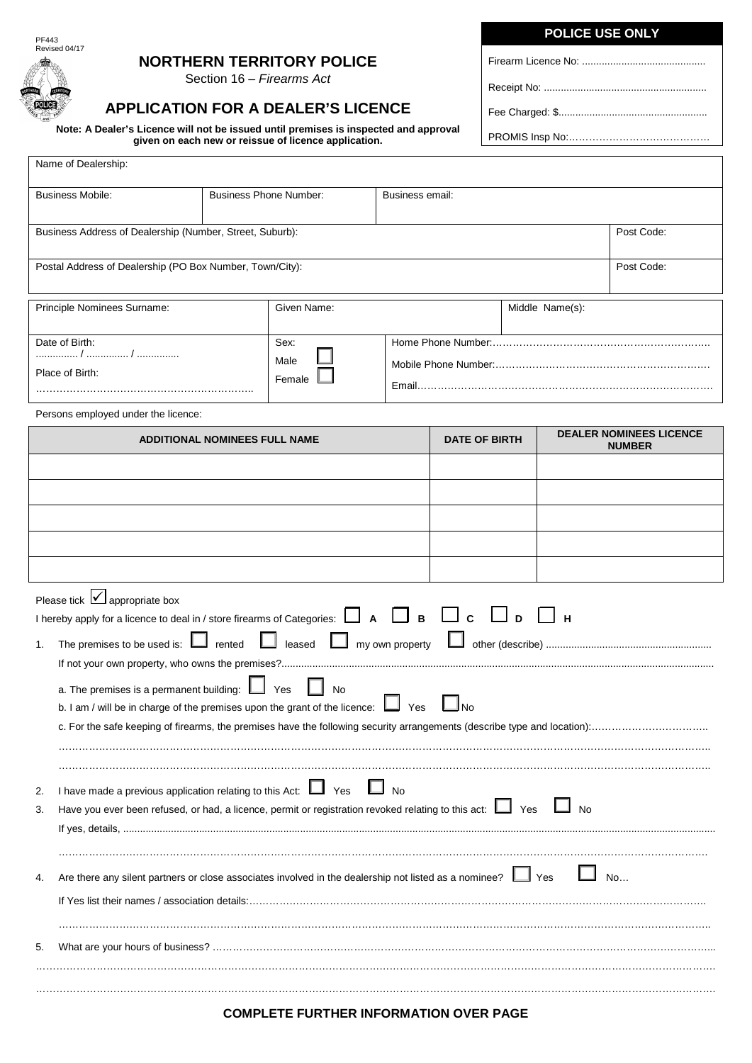PF443
Revised 04/17

# NORTHERN TERRITORY POLICE

Section 16 – *Firearms Act*

## APPLICATION FOR A DEALER'S LICENCE

**Note: A Dealer's Licence will not be issued until premises is inspected and approval given on each new or reissue of licence application.**

| POLICE USE ONLY |
|---|
| Firearm Licence No: ............................................ |
| Receipt No: ......................................................... |
| Fee Charged: $..................................................... |
| PROMIS Insp No:……………………………………. |

| Name of Dealership: | | | |
|---|---|---|---|
| Business Mobile: | Business Phone Number: | Business email: | |
| Business Address of Dealership (Number, Street, Suburb): | | | Post Code: |
| Postal Address of Dealership (PO Box Number, Town/City): | | | Post Code: |

| Principle Nominees Surname: | Given Name: | | Middle Name(s): |
|---|---|---|---|
| Date of Birth: .............. / .............. / .............. Place of Birth: ……………………………………………………….. | Sex: Male ☐ Female ☐ | Home Phone Number:………………………………………………………... Mobile Phone Number:……………………………………………………… Email……………………………………………………………………………. | |

Persons employed under the licence:

| ADDITIONAL NOMINEES FULL NAME | DATE OF BIRTH | DEALER NOMINEES LICENCE NUMBER |
|---|---|---|
| | | |
| | | |
| | | |
| | | |
| | | |

Please tick ☑ appropriate box

I hereby apply for a licence to deal in / store firearms of Categories: ☐ **A** ☐ **B** ☐ **C** ☐ **D** ☐ **H**

1. The premises to be used is: ☐ rented ☐ leased ☐ my own property ☐ other (describe) ..........................................................

   If not your own property, who owns the premises?..........................................................................................................................................

   a. The premises is a permanent building: ☐ Yes ☐ No

   b. I am / will be in charge of the premises upon the grant of the licence: ☐ Yes ☐ No

   c. For the safe keeping of firearms, the premises have the following security arrangements (describe type and location):……………………………..

   ………………………………………………………………………………………………………………………………………………………………

   ………………………………………………………………………………………………………………………………………………………………

2. I have made a previous application relating to this Act: ☐ Yes ☐ No

3. Have you ever been refused, or had, a licence, permit or registration revoked relating to this act: ☐ Yes ☐ No

   If yes, details, ..........................................................................................................................................................................................

   ………………………………………………………………………………………………………………………………………………………………

4. Are there any silent partners or close associates involved in the dealership not listed as a nominee? ☐ Yes ☐ No…

   If Yes list their names / association details:……………………………………………………………………………………………………………

   ………………………………………………………………………………………………………………………………………………………………

5. What are your hours of business? ………………………………………………………………………………………………………………………...

………………………………………………………………………………………………………………………………………………………………………

………………………………………………………………………………………………………………………………………………………………………

**COMPLETE FURTHER INFORMATION OVER PAGE**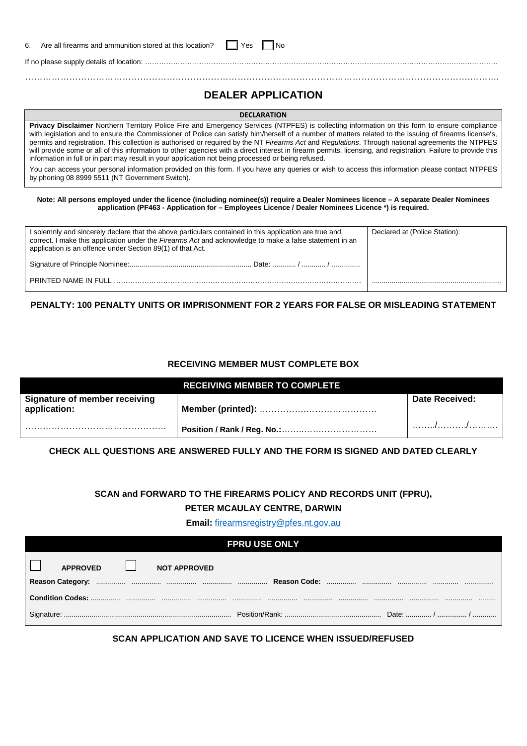6. Are all firearms and ammunition stored at this location? ☐ Yes ☐ No

If no please supply details of location: ……………………………………………………………………………………………………………………………………

……………………………………………………………………………………………………………………………………………………

## DEALER APPLICATION

**DECLARATION**

**Privacy Disclaimer** Northern Territory Police Fire and Emergency Services (NTPFES) is collecting information on this form to ensure compliance with legislation and to ensure the Commissioner of Police can satisfy him/herself of a number of matters related to the issuing of firearms license's, permits and registration. This collection is authorised or required by the NT *Firearms Act* and *Regulations*. Through national agreements the NTPFES will provide some or all of this information to other agencies with a direct interest in firearm permits, licensing, and registration. Failure to provide this information in full or in part may result in your application not being processed or being refused.

You can access your personal information provided on this form. If you have any queries or wish to access this information please contact NTPFES by phoning 08 8999 5511 (NT Government Switch).

**Note: All persons employed under the licence (including nominee(s)) require a Dealer Nominees licence – A separate Dealer Nominees application (PF463 - Application for – Employees Licence / Dealer Nominees Licence \*) is required.**

| | |
|---|---|
| I solemnly and sincerely declare that the above particulars contained in this application are true and correct. I make this application under the *Firearms Act* and acknowledge to make a false statement in an application is an offence under Section 89(1) of that Act. | Declared at (Police Station): |
| Signature of Principle Nominee:............................................................ Date: ........... / ........... / .............. | |
| PRINTED NAME IN FULL …………………………………………………………………………………………… | ................................................................. |

**PENALTY: 100 PENALTY UNITS OR IMPRISONMENT FOR 2 YEARS FOR FALSE OR MISLEADING STATEMENT**

**RECEIVING MEMBER MUST COMPLETE BOX**

| **RECEIVING MEMBER TO COMPLETE** | | |
|---|---|---|
| **Signature of member receiving application:** | **Member (printed):** ………………………………… | **Date Received:** |
| ………………………………………… | **Position / Rank / Reg. No.:**…….……………………… | ……../………./……… |

**CHECK ALL QUESTIONS ARE ANSWERED FULLY AND THE FORM IS SIGNED AND DATED CLEARLY**

**SCAN and FORWARD TO THE FIREARMS POLICY AND RECORDS UNIT (FPRU),**

**PETER MCAULAY CENTRE, DARWIN**

**Email:** firearmsregistry@pfes.nt.gov.au

| **FPRU USE ONLY** |
|---|
| ☐ **APPROVED** ☐ **NOT APPROVED** |
| **Reason Category:** ............... ............... ............... ............... ............... **Reason Code:** ............... ............... ............... ............. ............... |
| **Condition Codes:** ............... ............... ............... ............... ............... ............... ............... ............... ............... ............... ............. ......... |
| Signature: ...................................................................................... Position/Rank: ................................................. Date: ............ / .............. / ............ |

**SCAN APPLICATION AND SAVE TO LICENCE WHEN ISSUED/REFUSED**